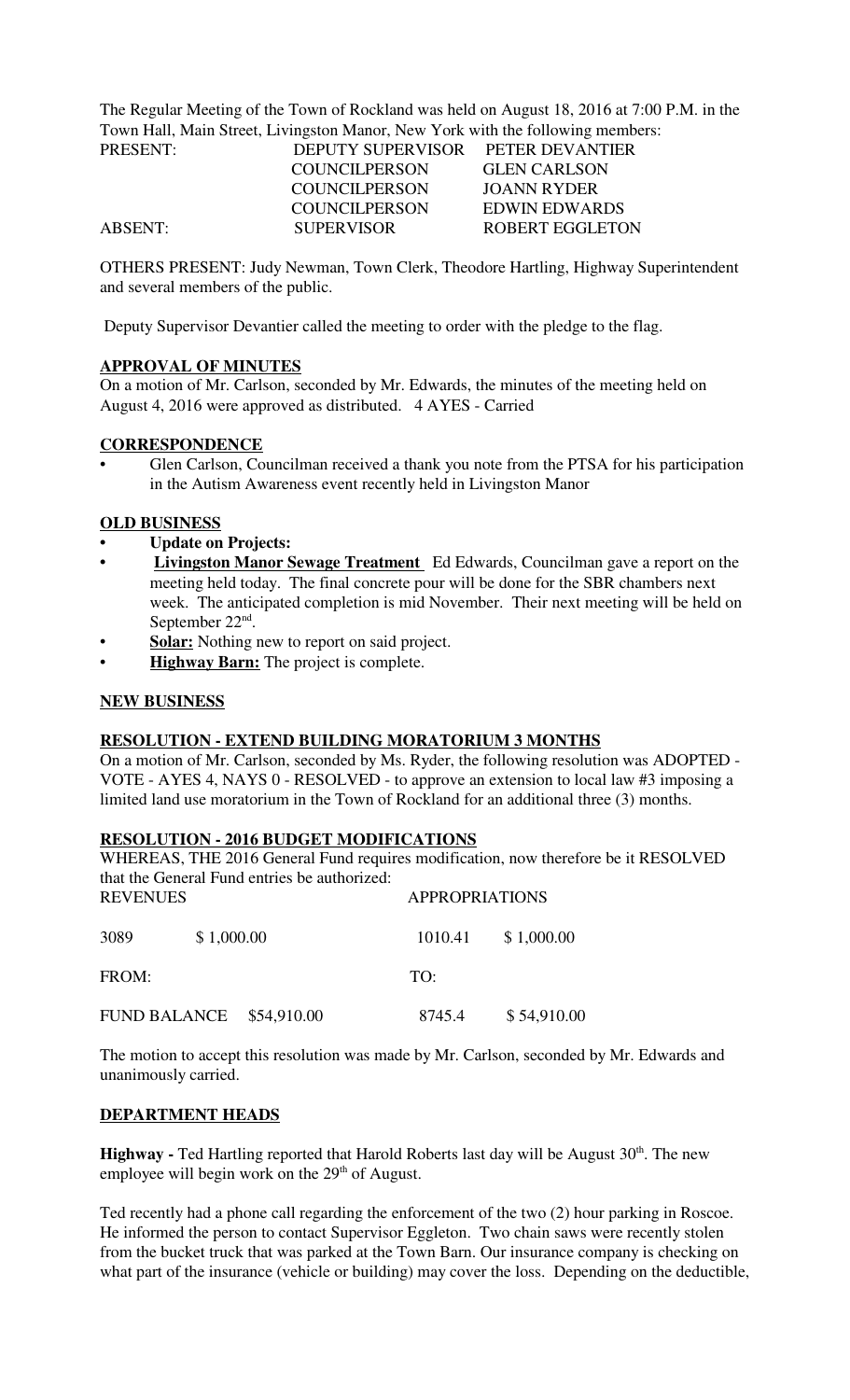The Regular Meeting of the Town of Rockland was held on August 18, 2016 at 7:00 P.M. in the Town Hall, Main Street, Livingston Manor, New York with the following members:

| | | |
|---|---|---|
| PRESENT: | DEPUTY SUPERVISOR | PETER DEVANTIER |
| | COUNCILPERSON | GLEN CARLSON |
| | COUNCILPERSON | JOANN RYDER |
| | COUNCILPERSON | EDWIN EDWARDS |
| ABSENT: | SUPERVISOR | ROBERT EGGLETON |

OTHERS PRESENT: Judy Newman, Town Clerk, Theodore Hartling, Highway Superintendent and several members of the public.

Deputy Supervisor Devantier called the meeting to order with the pledge to the flag.

**APPROVAL OF MINUTES**

On a motion of Mr. Carlson, seconded by Mr. Edwards, the minutes of the meeting held on August 4, 2016 were approved as distributed. 4 AYES - Carried

**CORRESPONDENCE**

- Glen Carlson, Councilman received a thank you note from the PTSA for his participation in the Autism Awareness event recently held in Livingston Manor

**OLD BUSINESS**

- **Update on Projects:**
- **Livingston Manor Sewage Treatment** Ed Edwards, Councilman gave a report on the meeting held today. The final concrete pour will be done for the SBR chambers next week. The anticipated completion is mid November. Their next meeting will be held on September 22nd.
- **Solar:** Nothing new to report on said project.
- **Highway Barn:** The project is complete.

**NEW BUSINESS**

**RESOLUTION - EXTEND BUILDING MORATORIUM 3 MONTHS**

On a motion of Mr. Carlson, seconded by Ms. Ryder, the following resolution was ADOPTED - VOTE - AYES 4, NAYS 0 - RESOLVED - to approve an extension to local law #3 imposing a limited land use moratorium in the Town of Rockland for an additional three (3) months.

**RESOLUTION - 2016 BUDGET MODIFICATIONS**

WHEREAS, THE 2016 General Fund requires modification, now therefore be it RESOLVED that the General Fund entries be authorized:

| REVENUES | | APPROPRIATIONS | |
|---|---|---|---|
| 3089 | $ 1,000.00 | 1010.41 | $ 1,000.00 |
| FROM: | | TO: | |
| FUND BALANCE | $54,910.00 | 8745.4 | $ 54,910.00 |

The motion to accept this resolution was made by Mr. Carlson, seconded by Mr. Edwards and unanimously carried.

**DEPARTMENT HEADS**

**Highway -** Ted Hartling reported that Harold Roberts last day will be August 30th. The new employee will begin work on the 29th of August.

Ted recently had a phone call regarding the enforcement of the two (2) hour parking in Roscoe. He informed the person to contact Supervisor Eggleton. Two chain saws were recently stolen from the bucket truck that was parked at the Town Barn. Our insurance company is checking on what part of the insurance (vehicle or building) may cover the loss. Depending on the deductible,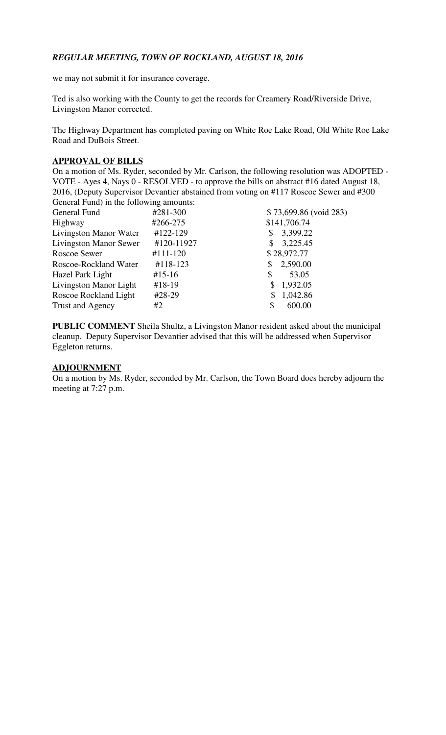we may not submit it for insurance coverage.

Ted is also working with the County to get the records for Creamery Road/Riverside Drive, Livingston Manor corrected.

The Highway Department has completed paving on White Roe Lake Road, Old White Roe Lake Road and DuBois Street.

**APPROVAL OF BILLS**

On a motion of Ms. Ryder, seconded by Mr. Carlson, the following resolution was ADOPTED - VOTE - Ayes 4, Nays 0 - RESOLVED - to approve the bills on abstract #16 dated August 18, 2016, (Deputy Supervisor Devantier abstained from voting on #117 Roscoe Sewer and #300 General Fund) in the following amounts:

| | | |
|---|---|---|
| General Fund | #281-300 | $ 73,699.86 (void 283) |
| Highway | #266-275 | $141,706.74 |
| Livingston Manor Water | #122-129 | $ 3,399.22 |
| Livingston Manor Sewer | #120-11927 | $ 3,225.45 |
| Roscoe Sewer | #111-120 | $ 28,972.77 |
| Roscoe-Rockland Water | #118-123 | $ 2,590.00 |
| Hazel Park Light | #15-16 | $ 53.05 |
| Livingston Manor Light | #18-19 | $ 1,932.05 |
| Roscoe Rockland Light | #28-29 | $ 1,042.86 |
| Trust and Agency | #2 | $ 600.00 |

**PUBLIC COMMENT** Sheila Shultz, a Livingston Manor resident asked about the municipal cleanup. Deputy Supervisor Devantier advised that this will be addressed when Supervisor Eggleton returns.

**ADJOURNMENT**

On a motion by Ms. Ryder, seconded by Mr. Carlson, the Town Board does hereby adjourn the meeting at 7:27 p.m.